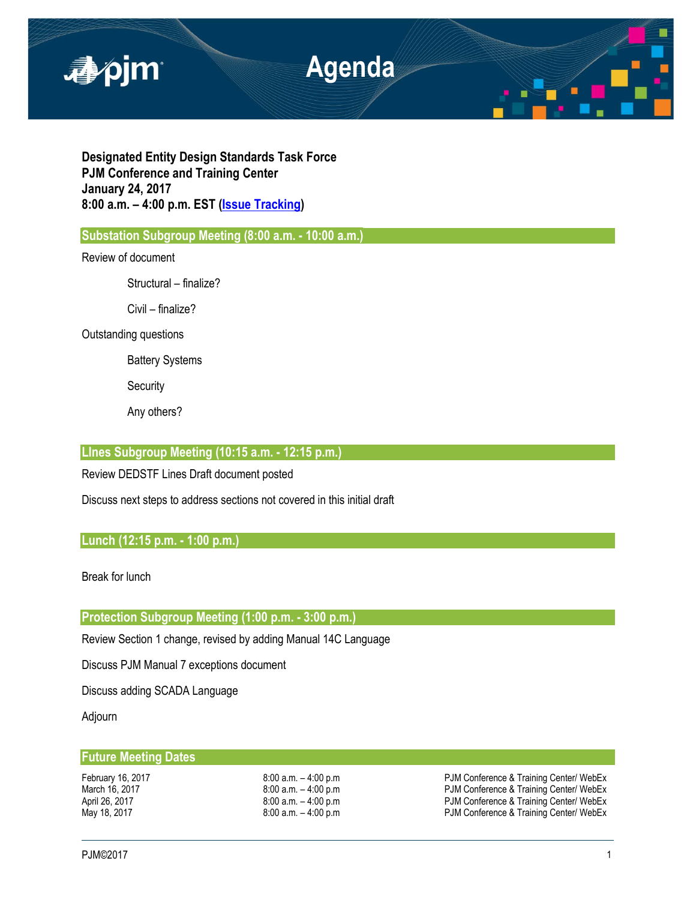# Agenda

**Designated Entity Design Standards Task Force**
**PJM Conference and Training Center**
**January 24, 2017**
**8:00 a.m. – 4:00 p.m. EST (Issue Tracking)**

## Substation Subgroup Meeting (8:00 a.m. - 10:00 a.m.)

Review of document

- Structural – finalize?
- Civil – finalize?

Outstanding questions

- Battery Systems
- Security
- Any others?

## LInes Subgroup Meeting (10:15 a.m. - 12:15 p.m.)

Review DEDSTF Lines Draft document posted

Discuss next steps to address sections not covered in this initial draft

## Lunch (12:15 p.m. - 1:00 p.m.)

Break for lunch

## Protection Subgroup Meeting (1:00 p.m. - 3:00 p.m.)

Review Section 1 change, revised by adding Manual 14C Language

Discuss PJM Manual 7 exceptions document

Discuss adding SCADA Language

Adjourn

## Future Meeting Dates

| | | |
|---|---|---|
| February 16, 2017 | 8:00 a.m. – 4:00 p.m | PJM Conference & Training Center/ WebEx |
| March 16, 2017 | 8:00 a.m. – 4:00 p.m | PJM Conference & Training Center/ WebEx |
| April 26, 2017 | 8:00 a.m. – 4:00 p.m | PJM Conference & Training Center/ WebEx |
| May 18, 2017 | 8:00 a.m. – 4:00 p.m | PJM Conference & Training Center/ WebEx |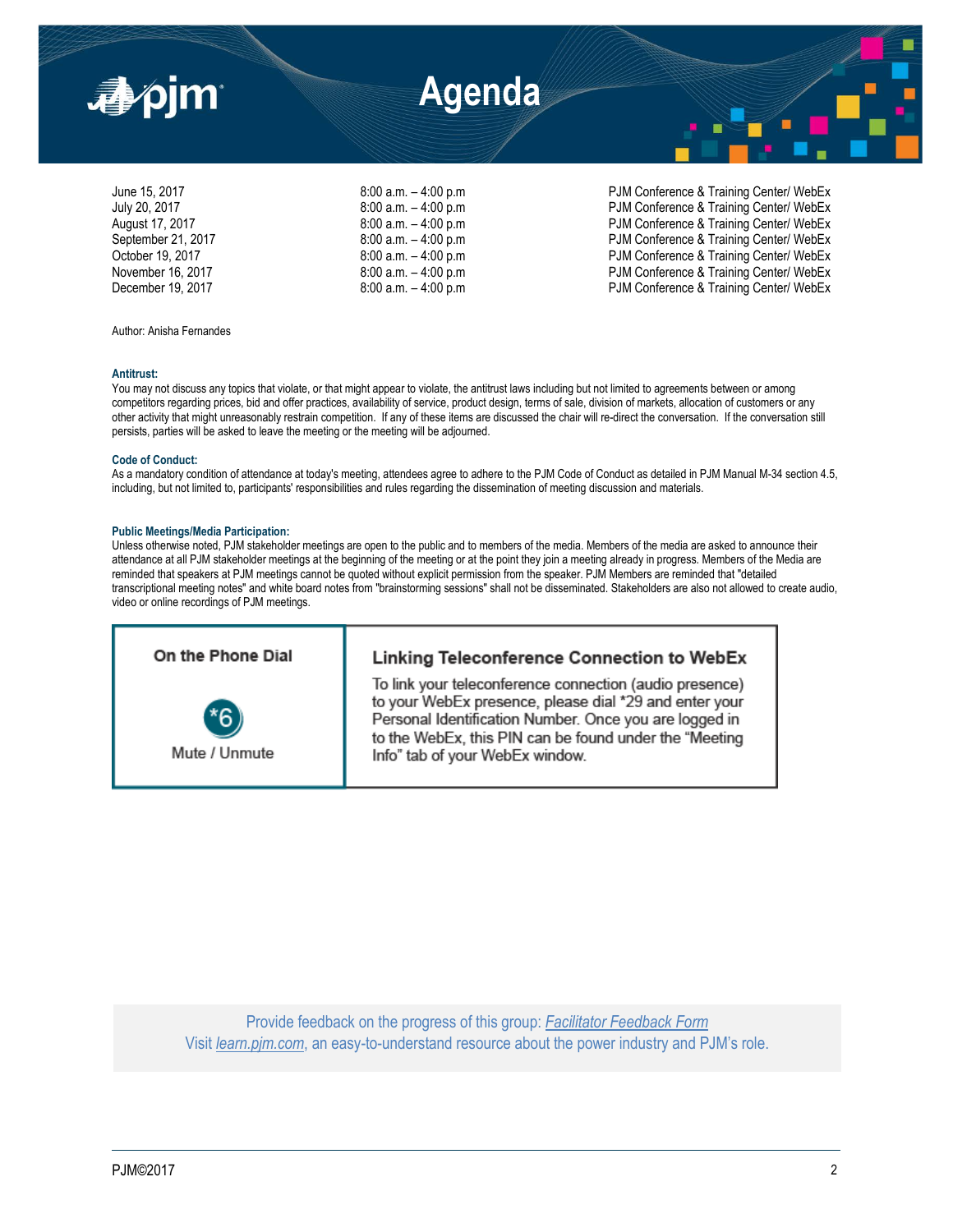# Agenda

| | | |
|---|---|---|
| June 15, 2017 | 8:00 a.m. – 4:00 p.m | PJM Conference & Training Center/ WebEx |
| July 20, 2017 | 8:00 a.m. – 4:00 p.m | PJM Conference & Training Center/ WebEx |
| August 17, 2017 | 8:00 a.m. – 4:00 p.m | PJM Conference & Training Center/ WebEx |
| September 21, 2017 | 8:00 a.m. – 4:00 p.m | PJM Conference & Training Center/ WebEx |
| October 19, 2017 | 8:00 a.m. – 4:00 p.m | PJM Conference & Training Center/ WebEx |
| November 16, 2017 | 8:00 a.m. – 4:00 p.m | PJM Conference & Training Center/ WebEx |
| December 19, 2017 | 8:00 a.m. – 4:00 p.m | PJM Conference & Training Center/ WebEx |

Author: Anisha Fernandes

**Antitrust:**
You may not discuss any topics that violate, or that might appear to violate, the antitrust laws including but not limited to agreements between or among competitors regarding prices, bid and offer practices, availability of service, product design, terms of sale, division of markets, allocation of customers or any other activity that might unreasonably restrain competition. If any of these items are discussed the chair will re-direct the conversation. If the conversation still persists, parties will be asked to leave the meeting or the meeting will be adjourned.

**Code of Conduct:**
As a mandatory condition of attendance at today's meeting, attendees agree to adhere to the PJM Code of Conduct as detailed in PJM Manual M-34 section 4.5, including, but not limited to, participants' responsibilities and rules regarding the dissemination of meeting discussion and materials.

**Public Meetings/Media Participation:**
Unless otherwise noted, PJM stakeholder meetings are open to the public and to members of the media. Members of the media are asked to announce their attendance at all PJM stakeholder meetings at the beginning of the meeting or at the point they join a meeting already in progress. Members of the Media are reminded that speakers at PJM meetings cannot be quoted without explicit permission from the speaker. PJM Members are reminded that "detailed transcriptional meeting notes" and white board notes from "brainstorming sessions" shall not be disseminated. Stakeholders are also not allowed to create audio, video or online recordings of PJM meetings.

| On the Phone Dial | Linking Teleconference Connection to WebEx |
|---|---|
| *6 Mute / Unmute | To link your teleconference connection (audio presence) to your WebEx presence, please dial *29 and enter your Personal Identification Number. Once you are logged in to the WebEx, this PIN can be found under the "Meeting Info" tab of your WebEx window. |

Provide feedback on the progress of this group: *Facilitator Feedback Form*
Visit *learn.pjm.com*, an easy-to-understand resource about the power industry and PJM's role.

PJM©2017